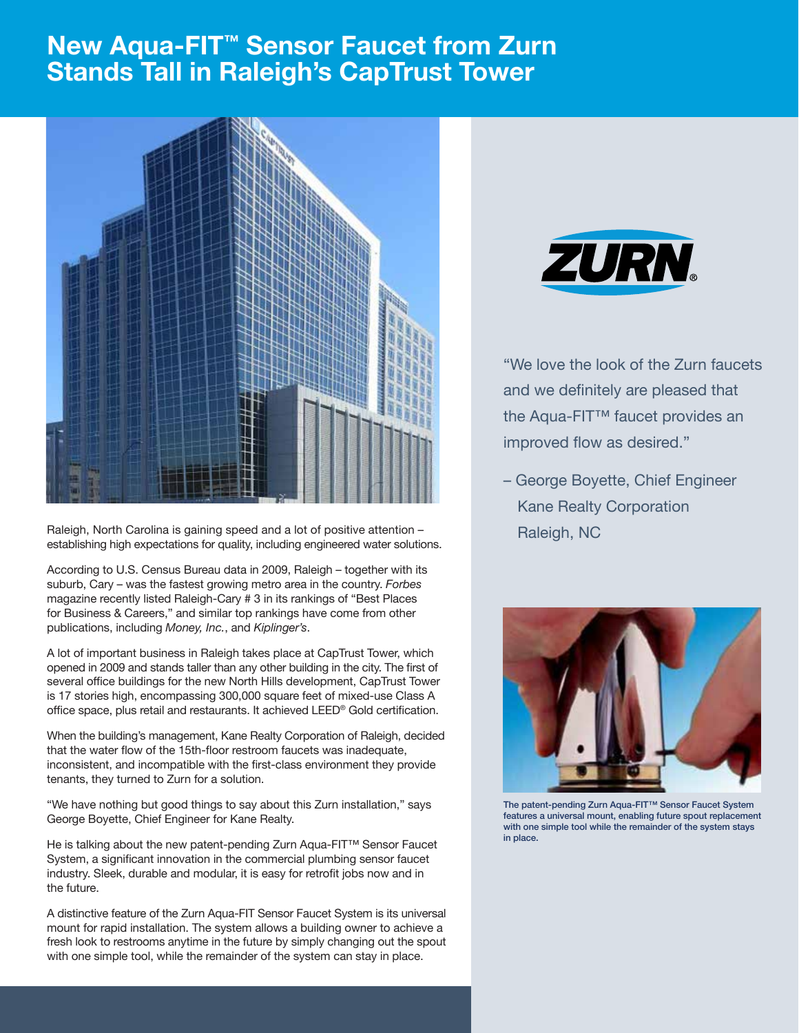# New Aqua-FIT™ Sensor Faucet from Zurn Stands Tall in Raleigh's CapTrust Tower

Raleigh, North Carolina is gaining speed and a lot of positive attention – establishing high expectations for quality, including engineered water solutions.

According to U.S. Census Bureau data in 2009, Raleigh – together with its suburb, Cary – was the fastest growing metro area in the country. *Forbes* magazine recently listed Raleigh-Cary # 3 in its rankings of "Best Places for Business & Careers," and similar top rankings have come from other publications, including *Money, Inc.*, and *Kiplinger's*.

A lot of important business in Raleigh takes place at CapTrust Tower, which opened in 2009 and stands taller than any other building in the city. The first of several office buildings for the new North Hills development, CapTrust Tower is 17 stories high, encompassing 300,000 square feet of mixed-use Class A office space, plus retail and restaurants. It achieved LEED® Gold certification.

When the building's management, Kane Realty Corporation of Raleigh, decided that the water flow of the 15th-floor restroom faucets was inadequate, inconsistent, and incompatible with the first-class environment they provide tenants, they turned to Zurn for a solution.

"We have nothing but good things to say about this Zurn installation," says George Boyette, Chief Engineer for Kane Realty.

He is talking about the new patent-pending Zurn Aqua-FIT™ Sensor Faucet System, a significant innovation in the commercial plumbing sensor faucet industry. Sleek, durable and modular, it is easy for retrofit jobs now and in the future.

A distinctive feature of the Zurn Aqua-FIT Sensor Faucet System is its universal mount for rapid installation. The system allows a building owner to achieve a fresh look to restrooms anytime in the future by simply changing out the spout with one simple tool, while the remainder of the system can stay in place.

ZURN®

"We love the look of the Zurn faucets and we definitely are pleased that the Aqua-FIT™ faucet provides an improved flow as desired."

– George Boyette, Chief Engineer
Kane Realty Corporation
Raleigh, NC

The patent-pending Zurn Aqua-FIT™ Sensor Faucet System features a universal mount, enabling future spout replacement with one simple tool while the remainder of the system stays in place.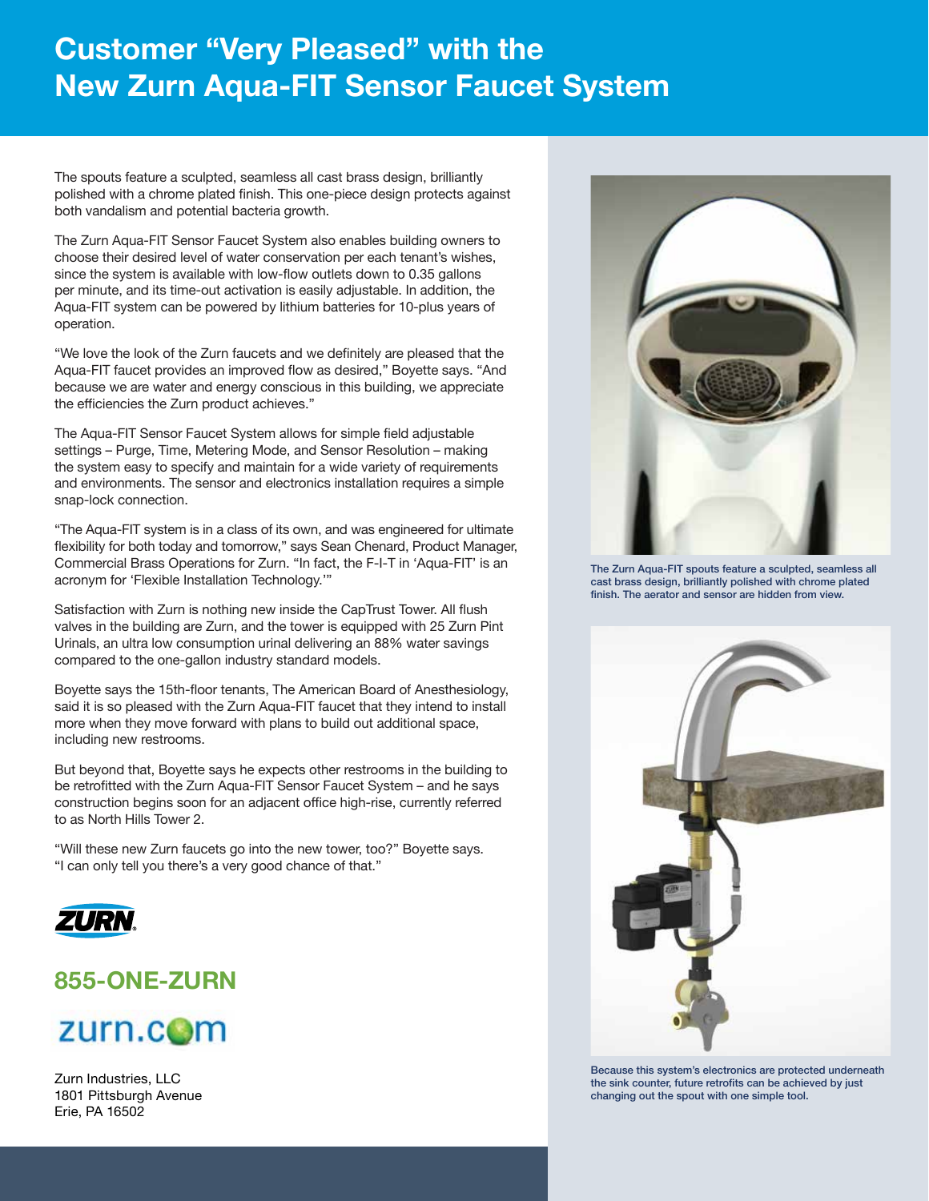# Customer "Very Pleased" with the New Zurn Aqua-FIT Sensor Faucet System

The spouts feature a sculpted, seamless all cast brass design, brilliantly polished with a chrome plated finish. This one-piece design protects against both vandalism and potential bacteria growth.

The Zurn Aqua-FIT Sensor Faucet System also enables building owners to choose their desired level of water conservation per each tenant's wishes, since the system is available with low-flow outlets down to 0.35 gallons per minute, and its time-out activation is easily adjustable. In addition, the Aqua-FIT system can be powered by lithium batteries for 10-plus years of operation.

"We love the look of the Zurn faucets and we definitely are pleased that the Aqua-FIT faucet provides an improved flow as desired," Boyette says. "And because we are water and energy conscious in this building, we appreciate the efficiencies the Zurn product achieves."

The Aqua-FIT Sensor Faucet System allows for simple field adjustable settings – Purge, Time, Metering Mode, and Sensor Resolution – making the system easy to specify and maintain for a wide variety of requirements and environments. The sensor and electronics installation requires a simple snap-lock connection.

"The Aqua-FIT system is in a class of its own, and was engineered for ultimate flexibility for both today and tomorrow," says Sean Chenard, Product Manager, Commercial Brass Operations for Zurn. "In fact, the F-I-T in 'Aqua-FIT' is an acronym for 'Flexible Installation Technology.'"

Satisfaction with Zurn is nothing new inside the CapTrust Tower. All flush valves in the building are Zurn, and the tower is equipped with 25 Zurn Pint Urinals, an ultra low consumption urinal delivering an 88% water savings compared to the one-gallon industry standard models.

Boyette says the 15th-floor tenants, The American Board of Anesthesiology, said it is so pleased with the Zurn Aqua-FIT faucet that they intend to install more when they move forward with plans to build out additional space, including new restrooms.

But beyond that, Boyette says he expects other restrooms in the building to be retrofitted with the Zurn Aqua-FIT Sensor Faucet System – and he says construction begins soon for an adjacent office high-rise, currently referred to as North Hills Tower 2.

"Will these new Zurn faucets go into the new tower, too?" Boyette says. "I can only tell you there's a very good chance of that."

The Zurn Aqua-FIT spouts feature a sculpted, seamless all cast brass design, brilliantly polished with chrome plated finish. The aerator and sensor are hidden from view.

Because this system's electronics are protected underneath the sink counter, future retrofits can be achieved by just changing out the spout with one simple tool.

ZURN

**855-ONE-ZURN**

zurn.com

Zurn Industries, LLC
1801 Pittsburgh Avenue
Erie, PA 16502